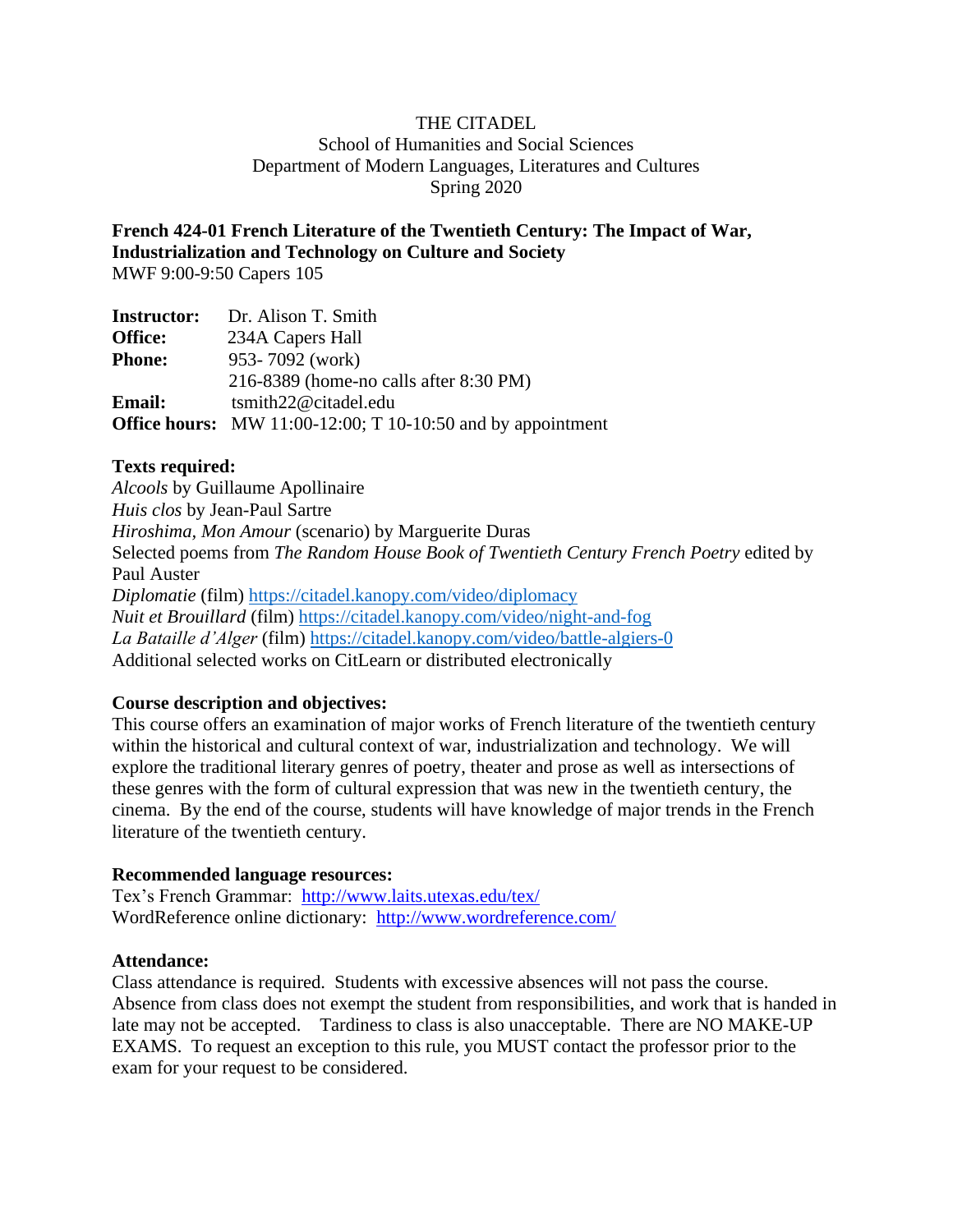THE CITADEL
School of Humanities and Social Sciences
Department of Modern Languages, Literatures and Cultures
Spring 2020

**French 424-01 French Literature of the Twentieth Century: The Impact of War, Industrialization and Technology on Culture and Society**
MWF 9:00-9:50 Capers 105

**Instructor:** Dr. Alison T. Smith
**Office:** 234A Capers Hall
**Phone:** 953- 7092 (work)
216-8389 (home-no calls after 8:30 PM)
**Email:** tsmith22@citadel.edu
**Office hours:** MW 11:00-12:00; T 10-10:50 and by appointment

**Texts required:**
*Alcools* by Guillaume Apollinaire
*Huis clos* by Jean-Paul Sartre
*Hiroshima, Mon Amour* (scenario) by Marguerite Duras
Selected poems from *The Random House Book of Twentieth Century French Poetry* edited by Paul Auster
*Diplomatie* (film) https://citadel.kanopy.com/video/diplomacy
*Nuit et Brouillard* (film) https://citadel.kanopy.com/video/night-and-fog
*La Bataille d'Alger* (film) https://citadel.kanopy.com/video/battle-algiers-0
Additional selected works on CitLearn or distributed electronically

**Course description and objectives:**
This course offers an examination of major works of French literature of the twentieth century within the historical and cultural context of war, industrialization and technology. We will explore the traditional literary genres of poetry, theater and prose as well as intersections of these genres with the form of cultural expression that was new in the twentieth century, the cinema. By the end of the course, students will have knowledge of major trends in the French literature of the twentieth century.

**Recommended language resources:**
Tex's French Grammar: http://www.laits.utexas.edu/tex/
WordReference online dictionary: http://www.wordreference.com/

**Attendance:**
Class attendance is required. Students with excessive absences will not pass the course. Absence from class does not exempt the student from responsibilities, and work that is handed in late may not be accepted. Tardiness to class is also unacceptable. There are NO MAKE-UP EXAMS. To request an exception to this rule, you MUST contact the professor prior to the exam for your request to be considered.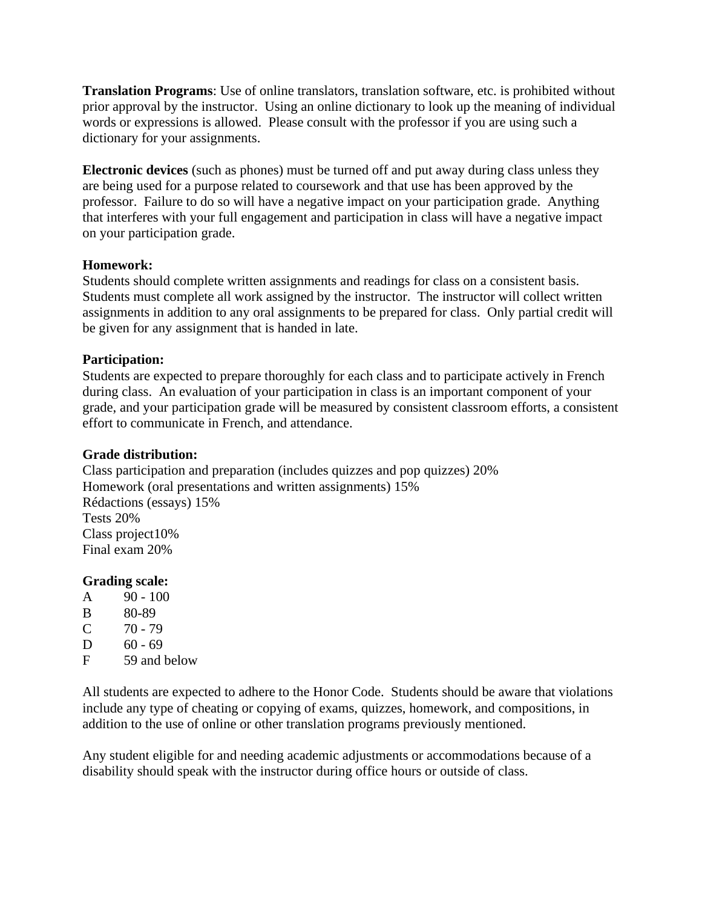**Translation Programs**: Use of online translators, translation software, etc. is prohibited without prior approval by the instructor. Using an online dictionary to look up the meaning of individual words or expressions is allowed. Please consult with the professor if you are using such a dictionary for your assignments.

**Electronic devices** (such as phones) must be turned off and put away during class unless they are being used for a purpose related to coursework and that use has been approved by the professor. Failure to do so will have a negative impact on your participation grade. Anything that interferes with your full engagement and participation in class will have a negative impact on your participation grade.

**Homework:**
Students should complete written assignments and readings for class on a consistent basis. Students must complete all work assigned by the instructor. The instructor will collect written assignments in addition to any oral assignments to be prepared for class. Only partial credit will be given for any assignment that is handed in late.

**Participation:**
Students are expected to prepare thoroughly for each class and to participate actively in French during class. An evaluation of your participation in class is an important component of your grade, and your participation grade will be measured by consistent classroom efforts, a consistent effort to communicate in French, and attendance.

**Grade distribution:**
Class participation and preparation (includes quizzes and pop quizzes) 20%
Homework (oral presentations and written assignments) 15%
Rédactions (essays) 15%
Tests 20%
Class project10%
Final exam 20%

**Grading scale:**

| | |
|---|---|
| A | 90 - 100 |
| B | 80-89 |
| C | 70 - 79 |
| D | 60 - 69 |
| F | 59 and below |

All students are expected to adhere to the Honor Code. Students should be aware that violations include any type of cheating or copying of exams, quizzes, homework, and compositions, in addition to the use of online or other translation programs previously mentioned.

Any student eligible for and needing academic adjustments or accommodations because of a disability should speak with the instructor during office hours or outside of class.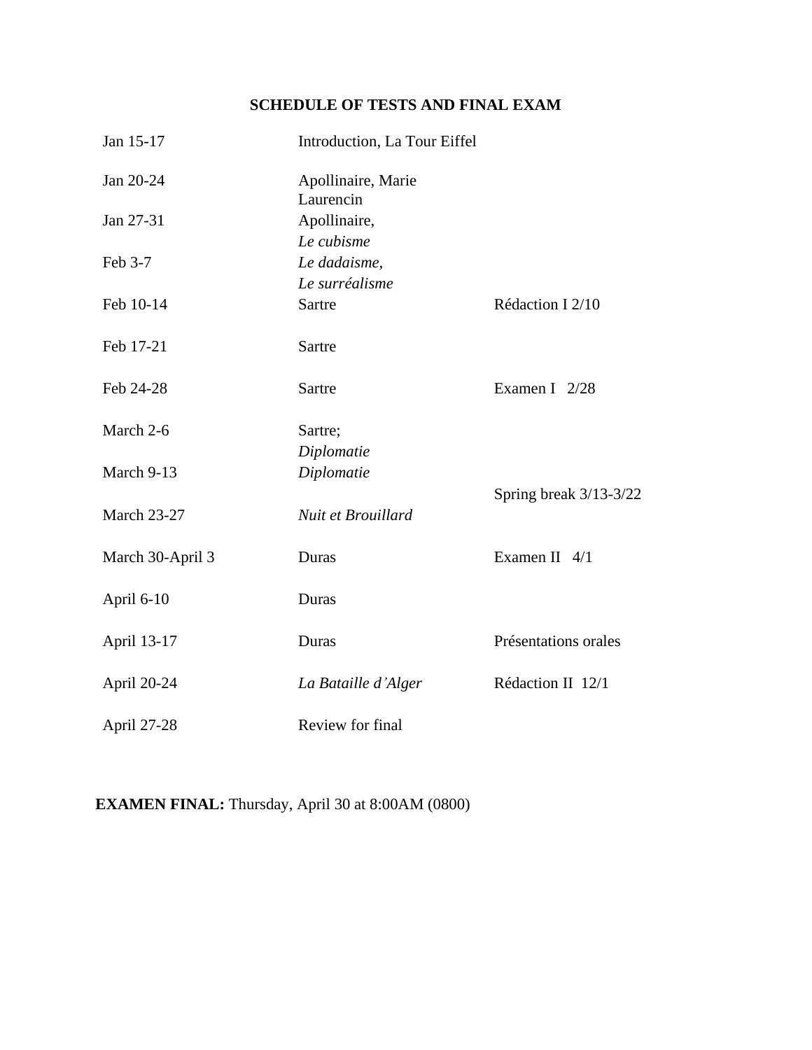**SCHEDULE OF TESTS AND FINAL EXAM**

| | | |
|---|---|---|
| Jan 15-17 | Introduction, La Tour Eiffel | |
| Jan 20-24 | Apollinaire, Marie Laurencin | |
| Jan 27-31 | Apollinaire, *Le cubisme* | |
| Feb 3-7 | *Le dadaisme, Le surréalisme* | |
| Feb 10-14 | Sartre | Rédaction I 2/10 |
| Feb 17-21 | Sartre | |
| Feb 24-28 | Sartre | Examen I 2/28 |
| March 2-6 | Sartre; *Diplomatie* | |
| March 9-13 | *Diplomatie* | |
| | | Spring break 3/13-3/22 |
| March 23-27 | *Nuit et Brouillard* | |
| March 30-April 3 | Duras | Examen II 4/1 |
| April 6-10 | Duras | |
| April 13-17 | Duras | Présentations orales |
| April 20-24 | *La Bataille d'Alger* | Rédaction II 12/1 |
| April 27-28 | Review for final | |

**EXAMEN FINAL:** Thursday, April 30 at 8:00AM (0800)